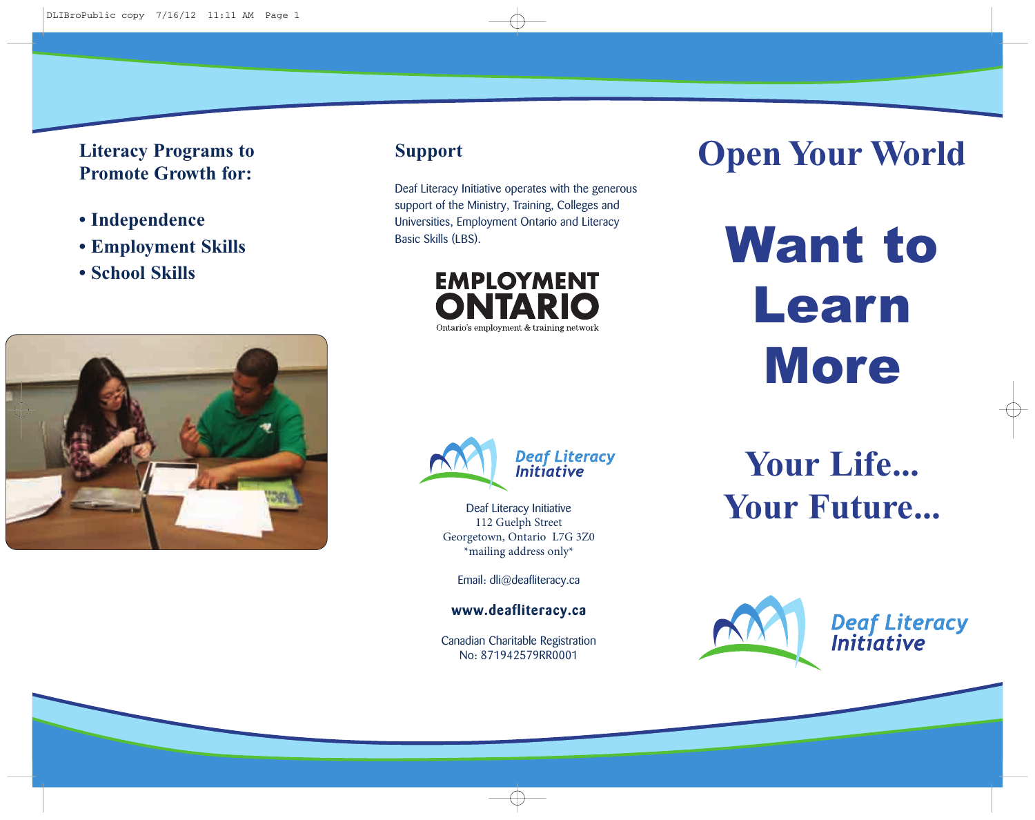## Literacy Programs to Promote Growth for:

- **Independence**
- **Employment Skills**
- **School Skills**

## Support

Deaf Literacy Initiative operates with the generous support of the Ministry, Training, Colleges and Universities, Employment Ontario and Literacy Basic Skills (LBS).

EMPLOYMENT ONTARIO
Ontario's employment & training network

Deaf Literacy Initiative

Deaf Literacy Initiative
112 Guelph Street
Georgetown, Ontario L7G 3Z0
*mailing address only*

Email: dli@deafliteracy.ca

**www.deafliteracy.ca**

Canadian Charitable Registration
No: 871942579RR0001

# Open Your World

# Want to Learn More

## Your Life... Your Future...

Deaf Literacy Initiative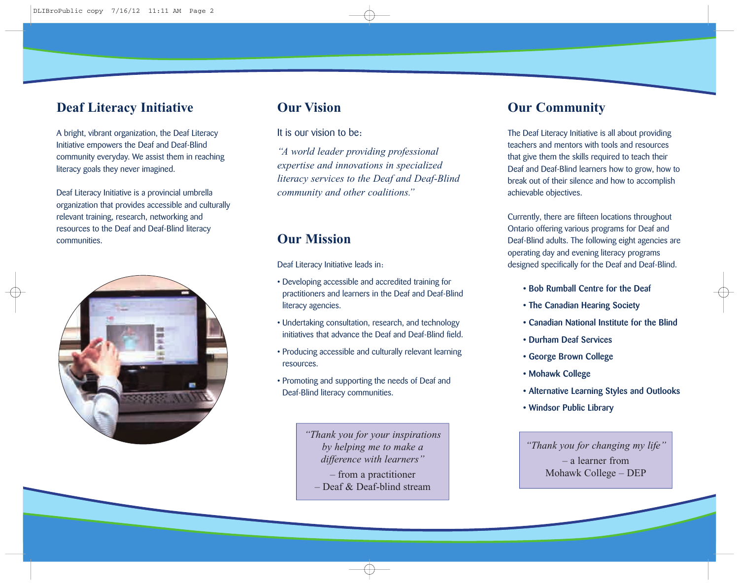## Deaf Literacy Initiative

A bright, vibrant organization, the Deaf Literacy Initiative empowers the Deaf and Deaf-Blind community everyday. We assist them in reaching literacy goals they never imagined.

Deaf Literacy Initiative is a provincial umbrella organization that provides accessible and culturally relevant training, research, networking and resources to the Deaf and Deaf-Blind literacy communities.

## Our Vision

It is our vision to be:

*"A world leader providing professional expertise and innovations in specialized literacy services to the Deaf and Deaf-Blind community and other coalitions."*

## Our Mission

Deaf Literacy Initiative leads in:

- Developing accessible and accredited training for practitioners and learners in the Deaf and Deaf-Blind literacy agencies.
- Undertaking consultation, research, and technology initiatives that advance the Deaf and Deaf-Blind field.
- Producing accessible and culturally relevant learning resources.
- Promoting and supporting the needs of Deaf and Deaf-Blind literacy communities.

> *"Thank you for your inspirations by helping me to make a difference with learners"*
> – from a practitioner
> – Deaf & Deaf-blind stream

## Our Community

The Deaf Literacy Initiative is all about providing teachers and mentors with tools and resources that give them the skills required to teach their Deaf and Deaf-Blind learners how to grow, how to break out of their silence and how to accomplish achievable objectives.

Currently, there are fifteen locations throughout Ontario offering various programs for Deaf and Deaf-Blind adults. The following eight agencies are operating day and evening literacy programs designed specifically for the Deaf and Deaf-Blind.

- Bob Rumball Centre for the Deaf
- The Canadian Hearing Society
- Canadian National Institute for the Blind
- Durham Deaf Services
- George Brown College
- Mohawk College
- Alternative Learning Styles and Outlooks
- Windsor Public Library

> *"Thank you for changing my life"*
> – a learner from
> Mohawk College – DEP